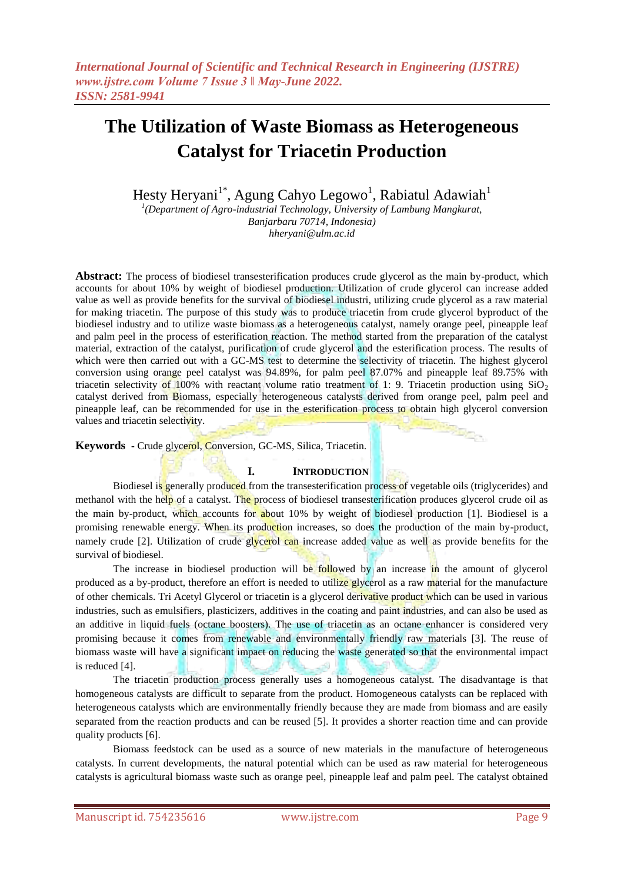# The Utilization of Waste Biomass as Heterogeneous Catalyst for Triacetin Production

Hesty Heryani[1*], Agung Cahyo Legowo[1], Rabiatul Adawiah[1]

[1](Department of Agro-industrial Technology, University of Lambung Mangkurat, Banjarbaru 70714, Indonesia)
hheryani@ulm.ac.id

**Abstract:** The process of biodiesel transesterification produces crude glycerol as the main by-product, which accounts for about 10% by weight of biodiesel production. Utilization of crude glycerol can increase added value as well as provide benefits for the survival of biodiesel industri, utilizing crude glycerol as a raw material for making triacetin. The purpose of this study was to produce triacetin from crude glycerol byproduct of the biodiesel industry and to utilize waste biomass as a heterogeneous catalyst, namely orange peel, pineapple leaf and palm peel in the process of esterification reaction. The method started from the preparation of the catalyst material, extraction of the catalyst, purification of crude glycerol and the esterification process. The results of which were then carried out with a GC-MS test to determine the selectivity of triacetin. The highest glycerol conversion using orange peel catalyst was 94.89%, for palm peel 87.07% and pineapple leaf 89.75% with triacetin selectivity of 100% with reactant volume ratio treatment of 1: 9. Triacetin production using $SiO_2$ catalyst derived from Biomass, especially heterogeneous catalysts derived from orange peel, palm peel and pineapple leaf, can be recommended for use in the esterification process to obtain high glycerol conversion values and triacetin selectivity.

**Keywords** - Crude glycerol, Conversion, GC-MS, Silica, Triacetin.

## I. INTRODUCTION

Biodiesel is generally produced from the transesterification process of vegetable oils (triglycerides) and methanol with the help of a catalyst. The process of biodiesel transesterification produces glycerol crude oil as the main by-product, which accounts for about 10% by weight of biodiesel production [1]. Biodiesel is a promising renewable energy. When its production increases, so does the production of the main by-product, namely crude [2]. Utilization of crude glycerol can increase added value as well as provide benefits for the survival of biodiesel.

The increase in biodiesel production will be followed by an increase in the amount of glycerol produced as a by-product, therefore an effort is needed to utilize glycerol as a raw material for the manufacture of other chemicals. Tri Acetyl Glycerol or triacetin is a glycerol derivative product which can be used in various industries, such as emulsifiers, plasticizers, additives in the coating and paint industries, and can also be used as an additive in liquid fuels (octane boosters). The use of triacetin as an octane enhancer is considered very promising because it comes from renewable and environmentally friendly raw materials [3]. The reuse of biomass waste will have a significant impact on reducing the waste generated so that the environmental impact is reduced [4].

The triacetin production process generally uses a homogeneous catalyst. The disadvantage is that homogeneous catalysts are difficult to separate from the product. Homogeneous catalysts can be replaced with heterogeneous catalysts which are environmentally friendly because they are made from biomass and are easily separated from the reaction products and can be reused [5]. It provides a shorter reaction time and can provide quality products [6].

Biomass feedstock can be used as a source of new materials in the manufacture of heterogeneous catalysts. In current developments, the natural potential which can be used as raw material for heterogeneous catalysts is agricultural biomass waste such as orange peel, pineapple leaf and palm peel. The catalyst obtained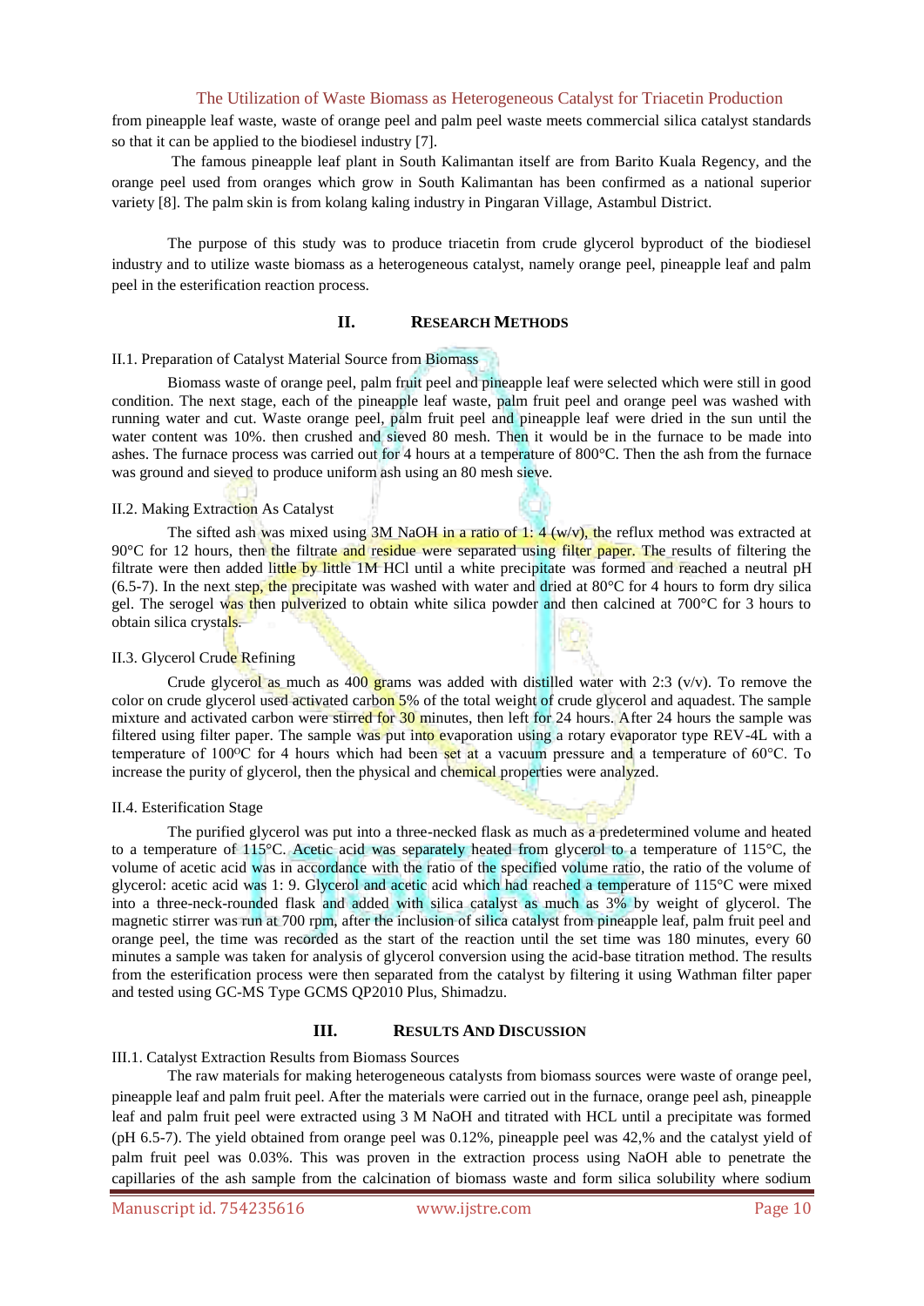from pineapple leaf waste, waste of orange peel and palm peel waste meets commercial silica catalyst standards so that it can be applied to the biodiesel industry [7].

The famous pineapple leaf plant in South Kalimantan itself are from Barito Kuala Regency, and the orange peel used from oranges which grow in South Kalimantan has been confirmed as a national superior variety [8]. The palm skin is from kolang kaling industry in Pingaran Village, Astambul District.

The purpose of this study was to produce triacetin from crude glycerol byproduct of the biodiesel industry and to utilize waste biomass as a heterogeneous catalyst, namely orange peel, pineapple leaf and palm peel in the esterification reaction process.

## II. RESEARCH METHODS

### II.1. Preparation of Catalyst Material Source from Biomass

Biomass waste of orange peel, palm fruit peel and pineapple leaf were selected which were still in good condition. The next stage, each of the pineapple leaf waste, palm fruit peel and orange peel was washed with running water and cut. Waste orange peel, palm fruit peel and pineapple leaf were dried in the sun until the water content was 10%. then crushed and sieved 80 mesh. Then it would be in the furnace to be made into ashes. The furnace process was carried out for 4 hours at a temperature of 800°C. Then the ash from the furnace was ground and sieved to produce uniform ash using an 80 mesh sieve.

### II.2. Making Extraction As Catalyst

The sifted ash was mixed using 3M NaOH in a ratio of 1: 4 (w/v), the reflux method was extracted at 90°C for 12 hours, then the filtrate and residue were separated using filter paper. The results of filtering the filtrate were then added little by little 1M HCl until a white precipitate was formed and reached a neutral pH (6.5-7). In the next step, the precipitate was washed with water and dried at 80°C for 4 hours to form dry silica gel. The serogel was then pulverized to obtain white silica powder and then calcined at 700°C for 3 hours to obtain silica crystals.

### II.3. Glycerol Crude Refining

Crude glycerol as much as 400 grams was added with distilled water with 2:3 (v/v). To remove the color on crude glycerol used activated carbon 5% of the total weight of crude glycerol and aquadest. The sample mixture and activated carbon were stirred for 30 minutes, then left for 24 hours. After 24 hours the sample was filtered using filter paper. The sample was put into evaporation using a rotary evaporator type REV-4L with a temperature of 100°C for 4 hours which had been set at a vacuum pressure and a temperature of 60°C. To increase the purity of glycerol, then the physical and chemical properties were analyzed.

### II.4. Esterification Stage

The purified glycerol was put into a three-necked flask as much as a predetermined volume and heated to a temperature of 115°C. Acetic acid was separately heated from glycerol to a temperature of 115°C, the volume of acetic acid was in accordance with the ratio of the specified volume ratio, the ratio of the volume of glycerol: acetic acid was 1: 9. Glycerol and acetic acid which had reached a temperature of 115°C were mixed into a three-neck-rounded flask and added with silica catalyst as much as 3% by weight of glycerol. The magnetic stirrer was run at 700 rpm, after the inclusion of silica catalyst from pineapple leaf, palm fruit peel and orange peel, the time was recorded as the start of the reaction until the set time was 180 minutes, every 60 minutes a sample was taken for analysis of glycerol conversion using the acid-base titration method. The results from the esterification process were then separated from the catalyst by filtering it using Wathman filter paper and tested using GC-MS Type GCMS QP2010 Plus, Shimadzu.

## III. RESULTS AND DISCUSSION

### III.1. Catalyst Extraction Results from Biomass Sources

The raw materials for making heterogeneous catalysts from biomass sources were waste of orange peel, pineapple leaf and palm fruit peel. After the materials were carried out in the furnace, orange peel ash, pineapple leaf and palm fruit peel were extracted using 3 M NaOH and titrated with HCL until a precipitate was formed (pH 6.5-7). The yield obtained from orange peel was 0.12%, pineapple peel was 42,% and the catalyst yield of palm fruit peel was 0.03%. This was proven in the extraction process using NaOH able to penetrate the capillaries of the ash sample from the calcination of biomass waste and form silica solubility where sodium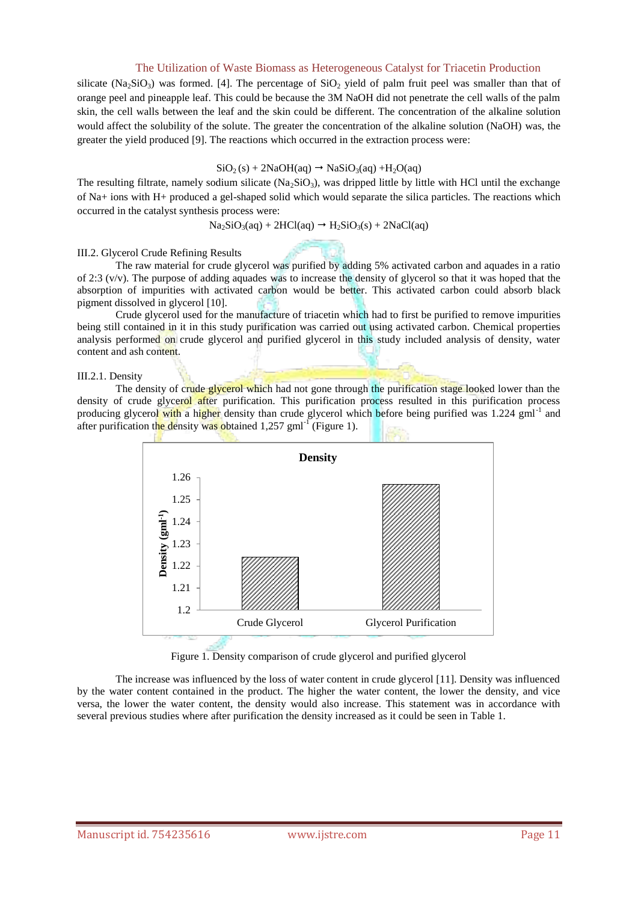silicate ($Na_2SiO_3$) was formed. [4]. The percentage of $SiO_2$ yield of palm fruit peel was smaller than that of orange peel and pineapple leaf. This could be because the 3M NaOH did not penetrate the cell walls of the palm skin, the cell walls between the leaf and the skin could be different. The concentration of the alkaline solution would affect the solubility of the solute. The greater the concentration of the alkaline solution (NaOH) was, the greater the yield produced [9]. The reactions which occurred in the extraction process were:

$$SiO_2(s) + 2NaOH(aq) \rightarrow NaSiO_3(aq) + H_2O(aq)$$

The resulting filtrate, namely sodium silicate ($Na_2SiO_3$), was dripped little by little with HCl until the exchange of Na+ ions with H+ produced a gel-shaped solid which would separate the silica particles. The reactions which occurred in the catalyst synthesis process were:

$$Na_2SiO_3(aq) + 2HCl(aq) \rightarrow H_2SiO_3(s) + 2NaCl(aq)$$

III.2. Glycerol Crude Refining Results

The raw material for crude glycerol was purified by adding 5% activated carbon and aquades in a ratio of 2:3 (v/v). The purpose of adding aquades was to increase the density of glycerol so that it was hoped that the absorption of impurities with activated carbon would be better. This activated carbon could absorb black pigment dissolved in glycerol [10].

Crude glycerol used for the manufacture of triacetin which had to first be purified to remove impurities being still contained in it in this study purification was carried out using activated carbon. Chemical properties analysis performed on crude glycerol and purified glycerol in this study included analysis of density, water content and ash content.

III.2.1. Density

The density of crude glycerol which had not gone through the purification stage looked lower than the density of crude glycerol after purification. This purification process resulted in this purification process producing glycerol with a higher density than crude glycerol which before being purified was 1.224 $gml^{-1}$ and after purification the density was obtained 1,257 $gml^{-1}$ (Figure 1).

Figure 1. Density comparison of crude glycerol and purified glycerol

The increase was influenced by the loss of water content in crude glycerol [11]. Density was influenced by the water content contained in the product. The higher the water content, the lower the density, and vice versa, the lower the water content, the density would also increase. This statement was in accordance with several previous studies where after purification the density increased as it could be seen in Table 1.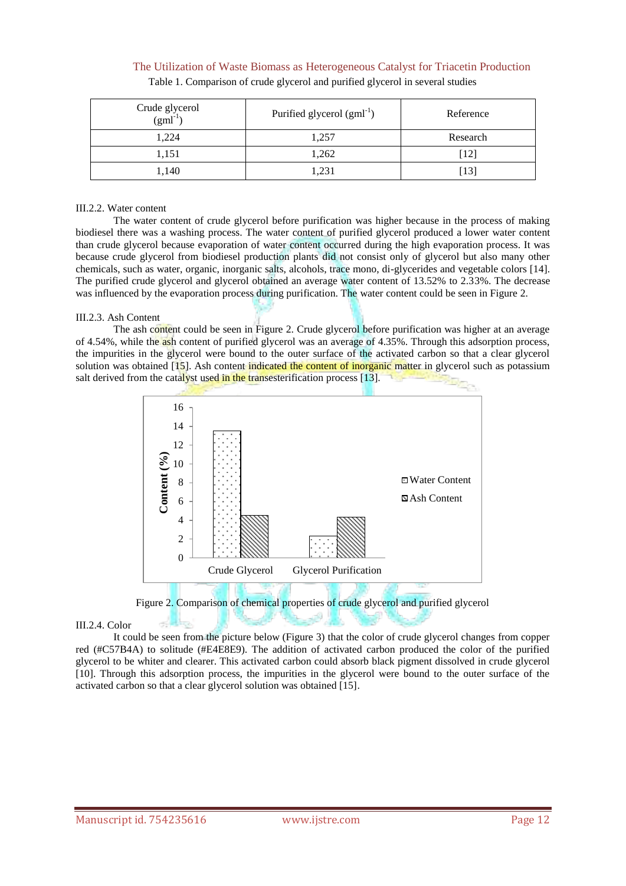Table 1. Comparison of crude glycerol and purified glycerol in several studies

| Crude glycerol ($gml^{-1}$) | Purified glycerol ($gml^{-1}$) | Reference |
| --- | --- | --- |
| 1,224 | 1,257 | Research |
| 1,151 | 1,262 | [12] |
| 1,140 | 1,231 | [13] |

### III.2.2. Water content

The water content of crude glycerol before purification was higher because in the process of making biodiesel there was a washing process. The water content of purified glycerol produced a lower water content than crude glycerol because evaporation of water content occurred during the high evaporation process. It was because crude glycerol from biodiesel production plants did not consist only of glycerol but also many other chemicals, such as water, organic, inorganic salts, alcohols, trace mono, di-glycerides and vegetable colors [14]. The purified crude glycerol and glycerol obtained an average water content of 13.52% to 2.33%. The decrease was influenced by the evaporation process during purification. The water content could be seen in Figure 2.

### III.2.3. Ash Content

The ash content could be seen in Figure 2. Crude glycerol before purification was higher at an average of 4.54%, while the ash content of purified glycerol was an average of 4.35%. Through this adsorption process, the impurities in the glycerol were bound to the outer surface of the activated carbon so that a clear glycerol solution was obtained [15]. Ash content indicated the content of inorganic matter in glycerol such as potassium salt derived from the catalyst used in the transesterification process [13].

Figure 2. Comparison of chemical properties of crude glycerol and purified glycerol

### III.2.4. Color

It could be seen from the picture below (Figure 3) that the color of crude glycerol changes from copper red (#C57B4A) to solitude (#E4E8E9). The addition of activated carbon produced the color of the purified glycerol to be whiter and clearer. This activated carbon could absorb black pigment dissolved in crude glycerol [10]. Through this adsorption process, the impurities in the glycerol were bound to the outer surface of the activated carbon so that a clear glycerol solution was obtained [15].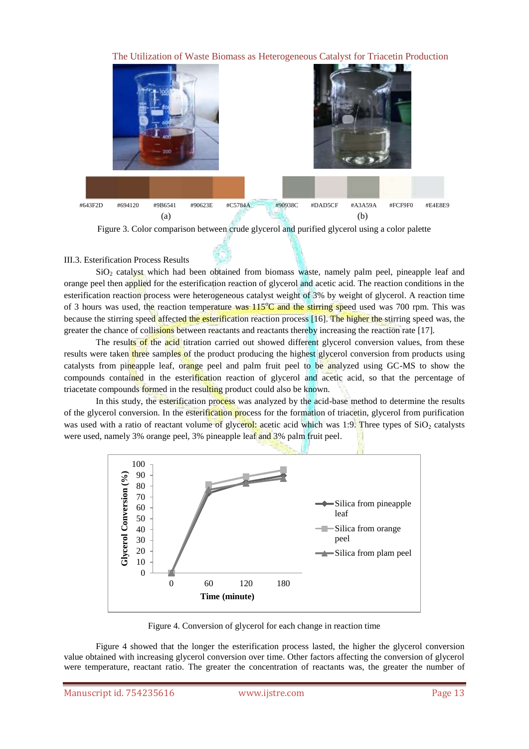#643F2D #694120 #9B6541 #90623E #C5784A #90938C #DAD5CF #A3A59A #FCF9F0 #E4E8E9

(a) (b)

Figure 3. Color comparison between crude glycerol and purified glycerol using a color palette

### III.3. Esterification Process Results

$SiO_2$ catalyst which had been obtained from biomass waste, namely palm peel, pineapple leaf and orange peel then applied for the esterification reaction of glycerol and acetic acid. The reaction conditions in the esterification reaction process were heterogeneous catalyst weight of 3% by weight of glycerol. A reaction time of 3 hours was used, the reaction temperature was 115°C and the stirring speed used was 700 rpm. This was because the stirring speed affected the esterification reaction process [16]. The higher the stirring speed was, the greater the chance of collisions between reactants and reactants thereby increasing the reaction rate [17].

The results of the acid titration carried out showed different glycerol conversion values, from these results were taken three samples of the product producing the highest glycerol conversion from products using catalysts from pineapple leaf, orange peel and palm fruit peel to be analyzed using GC-MS to show the compounds contained in the esterification reaction of glycerol and acetic acid, so that the percentage of triacetate compounds formed in the resulting product could also be known.

In this study, the esterification process was analyzed by the acid-base method to determine the results of the glycerol conversion. In the esterification process for the formation of triacetin, glycerol from purification was used with a ratio of reactant volume of glycerol: acetic acid which was 1:9. Three types of $SiO_2$ catalysts were used, namely 3% orange peel, 3% pineapple leaf and 3% palm fruit peel.

Figure 4. Conversion of glycerol for each change in reaction time

Figure 4 showed that the longer the esterification process lasted, the higher the glycerol conversion value obtained with increasing glycerol conversion over time. Other factors affecting the conversion of glycerol were temperature, reactant ratio. The greater the concentration of reactants was, the greater the number of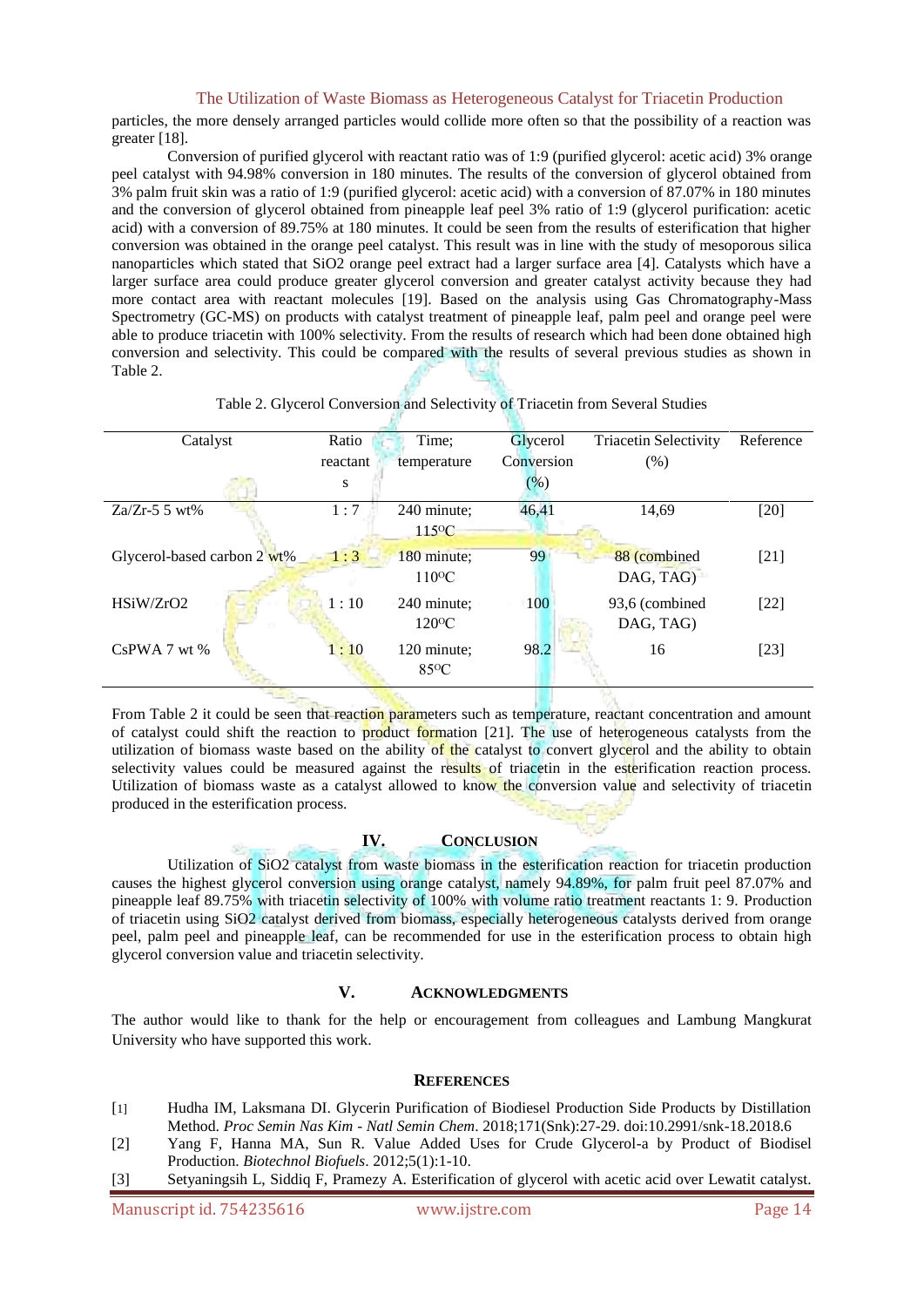particles, the more densely arranged particles would collide more often so that the possibility of a reaction was greater [18].

Conversion of purified glycerol with reactant ratio was of 1:9 (purified glycerol: acetic acid) 3% orange peel catalyst with 94.98% conversion in 180 minutes. The results of the conversion of glycerol obtained from 3% palm fruit skin was a ratio of 1:9 (purified glycerol: acetic acid) with a conversion of 87.07% in 180 minutes and the conversion of glycerol obtained from pineapple leaf peel 3% ratio of 1:9 (glycerol purification: acetic acid) with a conversion of 89.75% at 180 minutes. It could be seen from the results of esterification that higher conversion was obtained in the orange peel catalyst. This result was in line with the study of mesoporous silica nanoparticles which stated that SiO2 orange peel extract had a larger surface area [4]. Catalysts which have a larger surface area could produce greater glycerol conversion and greater catalyst activity because they had more contact area with reactant molecules [19]. Based on the analysis using Gas Chromatography-Mass Spectrometry (GC-MS) on products with catalyst treatment of pineapple leaf, palm peel and orange peel were able to produce triacetin with 100% selectivity. From the results of research which had been done obtained high conversion and selectivity. This could be compared with the results of several previous studies as shown in Table 2.

Table 2. Glycerol Conversion and Selectivity of Triacetin from Several Studies

| Catalyst | Ratio reactants | Time; temperature | Glycerol Conversion (%) | Triacetin Selectivity (%) | Reference |
|---|---|---|---|---|---|
| Za/Zr-5 5 wt% | 1 : 7 | 240 minute; 115°C | 46,41 | 14,69 | [20] |
| Glycerol-based carbon 2 wt% | 1 : 3 | 180 minute; 110°C | 99 | 88 (combined DAG, TAG) | [21] |
| HSiW/ZrO2 | 1 : 10 | 240 minute; 120°C | 100 | 93,6 (combined DAG, TAG) | [22] |
| CsPWA 7 wt % | 1 : 10 | 120 minute; 85°C | 98.2 | 16 | [23] |

From Table 2 it could be seen that reaction parameters such as temperature, reactant concentration and amount of catalyst could shift the reaction to product formation [21]. The use of heterogeneous catalysts from the utilization of biomass waste based on the ability of the catalyst to convert glycerol and the ability to obtain selectivity values could be measured against the results of triacetin in the esterification reaction process. Utilization of biomass waste as a catalyst allowed to know the conversion value and selectivity of triacetin produced in the esterification process.

## IV. CONCLUSION

Utilization of SiO2 catalyst from waste biomass in the esterification reaction for triacetin production causes the highest glycerol conversion using orange catalyst, namely 94.89%, for palm fruit peel 87.07% and pineapple leaf 89.75% with triacetin selectivity of 100% with volume ratio treatment reactants 1: 9. Production of triacetin using SiO2 catalyst derived from biomass, especially heterogeneous catalysts derived from orange peel, palm peel and pineapple leaf, can be recommended for use in the esterification process to obtain high glycerol conversion value and triacetin selectivity.

## V. ACKNOWLEDGMENTS

The author would like to thank for the help or encouragement from colleagues and Lambung Mangkurat University who have supported this work.

## REFERENCES

[1] Hudha IM, Laksmana DI. Glycerin Purification of Biodiesel Production Side Products by Distillation Method. *Proc Semin Nas Kim - Natl Semin Chem*. 2018;171(Snk):27-29. doi:10.2991/snk-18.2018.6

[2] Yang F, Hanna MA, Sun R. Value Added Uses for Crude Glycerol-a by Product of Biodisel Production. *Biotechnol Biofuels*. 2012;5(1):1-10.

[3] Setyaningsih L, Siddiq F, Pramezy A. Esterification of glycerol with acetic acid over Lewatit catalyst.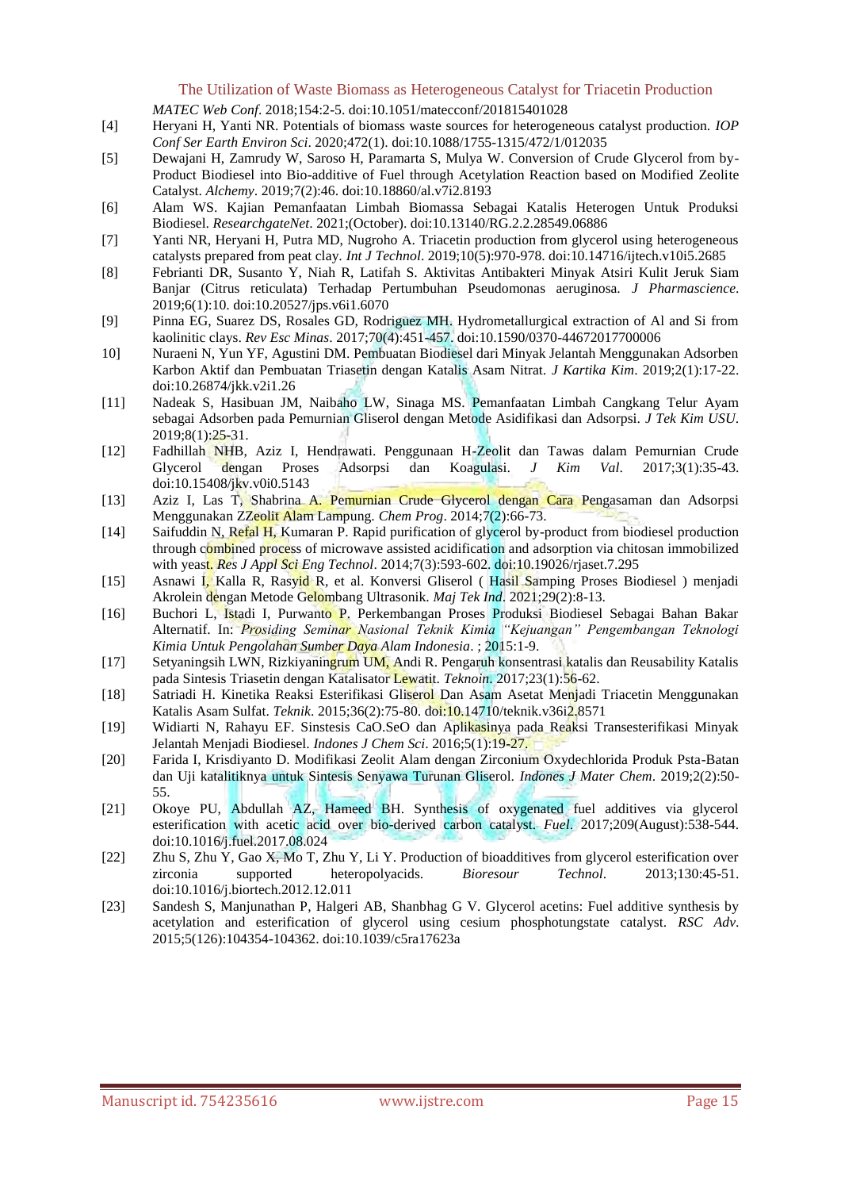*MATEC Web Conf*. 2018;154:2-5. doi:10.1051/matecconf/201815401028

[4] Heryani H, Yanti NR. Potentials of biomass waste sources for heterogeneous catalyst production. *IOP Conf Ser Earth Environ Sci*. 2020;472(1). doi:10.1088/1755-1315/472/1/012035

[5] Dewajani H, Zamrudy W, Saroso H, Paramarta S, Mulya W. Conversion of Crude Glycerol from by-Product Biodiesel into Bio-additive of Fuel through Acetylation Reaction based on Modified Zeolite Catalyst. *Alchemy*. 2019;7(2):46. doi:10.18860/al.v7i2.8193

[6] Alam WS. Kajian Pemanfaatan Limbah Biomassa Sebagai Katalis Heterogen Untuk Produksi Biodiesel. *ResearchgateNet*. 2021;(October). doi:10.13140/RG.2.2.28549.06886

[7] Yanti NR, Heryani H, Putra MD, Nugroho A. Triacetin production from glycerol using heterogeneous catalysts prepared from peat clay. *Int J Technol*. 2019;10(5):970-978. doi:10.14716/ijtech.v10i5.2685

[8] Febrianti DR, Susanto Y, Niah R, Latifah S. Aktivitas Antibakteri Minyak Atsiri Kulit Jeruk Siam Banjar (Citrus reticulata) Terhadap Pertumbuhan Pseudomonas aeruginosa. *J Pharmascience*. 2019;6(1):10. doi:10.20527/jps.v6i1.6070

[9] Pinna EG, Suarez DS, Rosales GD, Rodriguez MH. Hydrometallurgical extraction of Al and Si from kaolinitic clays. *Rev Esc Minas*. 2017;70(4):451-457. doi:10.1590/0370-44672017700006

10] Nuraeni N, Yun YF, Agustini DM. Pembuatan Biodiesel dari Minyak Jelantah Menggunakan Adsorben Karbon Aktif dan Pembuatan Triasetin dengan Katalis Asam Nitrat. *J Kartika Kim*. 2019;2(1):17-22. doi:10.26874/jkk.v2i1.26

[11] Nadeak S, Hasibuan JM, Naibaho LW, Sinaga MS. Pemanfaatan Limbah Cangkang Telur Ayam sebagai Adsorben pada Pemurnian Gliserol dengan Metode Asidifikasi dan Adsorpsi. *J Tek Kim USU*. 2019;8(1):25-31.

[12] Fadhillah NHB, Aziz I, Hendrawati. Penggunaan H-Zeolit dan Tawas dalam Pemurnian Crude Glycerol dengan Proses Adsorpsi dan Koagulasi. *J Kim Val*. 2017;3(1):35-43. doi:10.15408/jkv.v0i0.5143

[13] Aziz I, Las T, Shabrina A. Pemurnian Crude Glycerol dengan Cara Pengasaman dan Adsorpsi Menggunakan ZZeolit Alam Lampung. *Chem Prog*. 2014;7(2):66-73.

[14] Saifuddin N, Refal H, Kumaran P. Rapid purification of glycerol by-product from biodiesel production through combined process of microwave assisted acidification and adsorption via chitosan immobilized with yeast. *Res J Appl Sci Eng Technol*. 2014;7(3):593-602. doi:10.19026/rjaset.7.295

[15] Asnawi I, Kalla R, Rasyid R, et al. Konversi Gliserol ( Hasil Samping Proses Biodiesel ) menjadi Akrolein dengan Metode Gelombang Ultrasonik. *Maj Tek Ind*. 2021;29(2):8-13.

[16] Buchori L, Istadi I, Purwanto P. Perkembangan Proses Produksi Biodiesel Sebagai Bahan Bakar Alternatif. In: *Prosiding Seminar Nasional Teknik Kimia "Kejuangan" Pengembangan Teknologi Kimia Untuk Pengolahan Sumber Daya Alam Indonesia*. ; 2015:1-9.

[17] Setyaningsih LWN, Rizkiyaningrum UM, Andi R. Pengaruh konsentrasi katalis dan Reusability Katalis pada Sintesis Triasetin dengan Katalisator Lewatit. *Teknoin*. 2017;23(1):56-62.

[18] Satriadi H. Kinetika Reaksi Esterifikasi Gliserol Dan Asam Asetat Menjadi Triacetin Menggunakan Katalis Asam Sulfat. *Teknik*. 2015;36(2):75-80. doi:10.14710/teknik.v36i2.8571

[19] Widiarti N, Rahayu EF. Sinstesis CaO.SeO dan Aplikasinya pada Reaksi Transesterifikasi Minyak Jelantah Menjadi Biodiesel. *Indones J Chem Sci*. 2016;5(1):19-27.

[20] Farida I, Krisdiyanto D. Modifikasi Zeolit Alam dengan Zirconium Oxydechlorida Produk Psta-Batan dan Uji katalitiknya untuk Sintesis Senyawa Turunan Gliserol. *Indones J Mater Chem*. 2019;2(2):50-55.

[21] Okoye PU, Abdullah AZ, Hameed BH. Synthesis of oxygenated fuel additives via glycerol esterification with acetic acid over bio-derived carbon catalyst. *Fuel*. 2017;209(August):538-544. doi:10.1016/j.fuel.2017.08.024

[22] Zhu S, Zhu Y, Gao X, Mo T, Zhu Y, Li Y. Production of bioadditives from glycerol esterification over zirconia supported heteropolyacids. *Bioresour Technol*. 2013;130:45-51. doi:10.1016/j.biortech.2012.12.011

[23] Sandesh S, Manjunathan P, Halgeri AB, Shanbhag G V. Glycerol acetins: Fuel additive synthesis by acetylation and esterification of glycerol using cesium phosphotungstate catalyst. *RSC Adv*. 2015;5(126):104354-104362. doi:10.1039/c5ra17623a